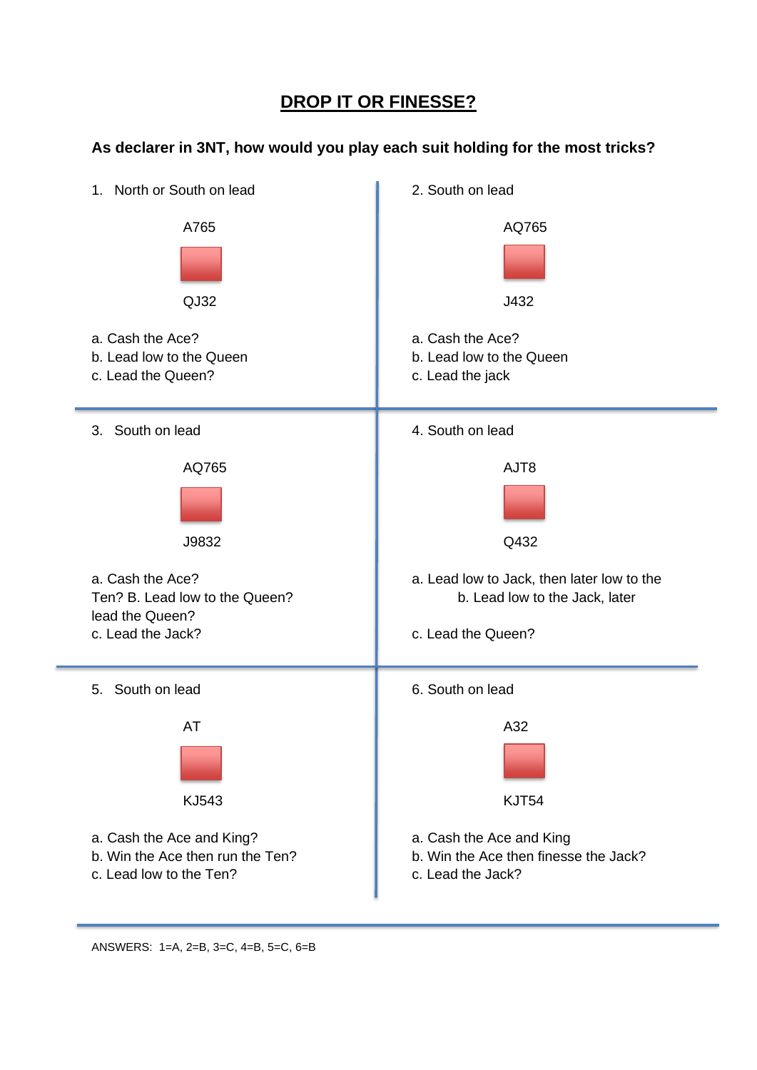# DROP IT OR FINESSE?

**As declarer in 3NT, how would you play each suit holding for the most tricks?**

1. North or South on lead

A765

QJ32

a. Cash the Ace?
b. Lead low to the Queen
c. Lead the Queen?

2. South on lead

AQ765

J432

a. Cash the Ace?
b. Lead low to the Queen
c. Lead the jack

3. South on lead

AQ765

J9832

a. Cash the Ace?
Ten? B. Lead low to the Queen?
lead the Queen?
c. Lead the Jack?

4. South on lead

AJT8

Q432

a. Lead low to Jack, then later low to the
b. Lead low to the Jack, later

c. Lead the Queen?

5. South on lead

AT

KJ543

a. Cash the Ace and King?
b. Win the Ace then run the Ten?
c. Lead low to the Ten?

6. South on lead

A32

KJT54

a. Cash the Ace and King
b. Win the Ace then finesse the Jack?
c. Lead the Jack?

ANSWERS: 1=A, 2=B, 3=C, 4=B, 5=C, 6=B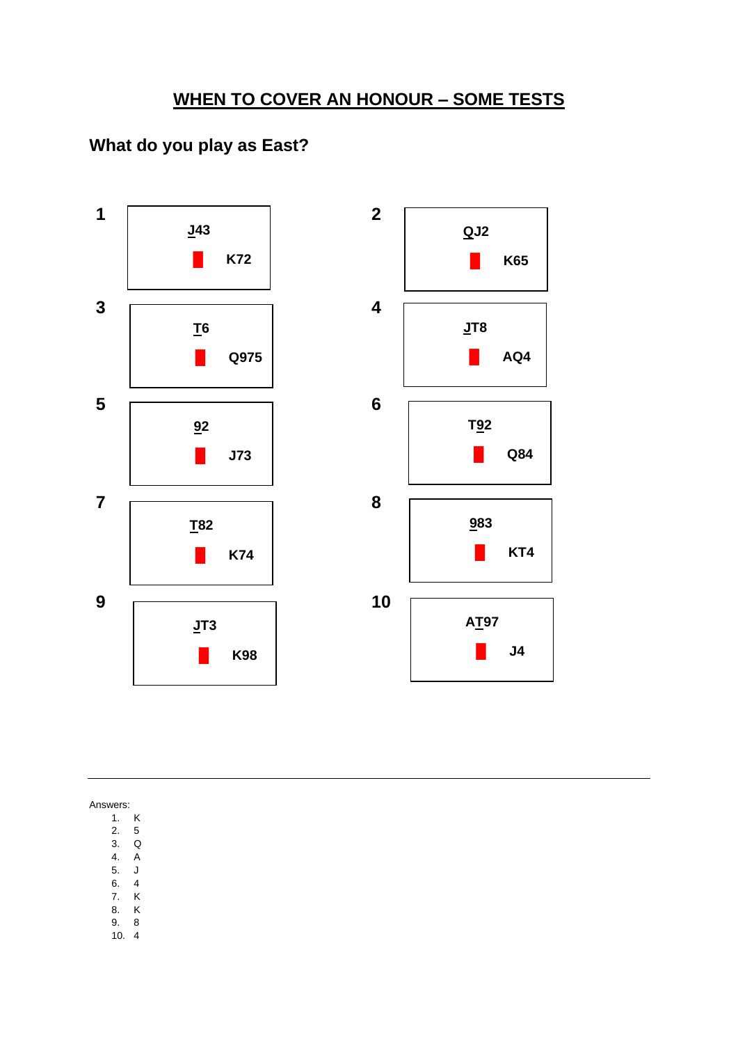## WHEN TO COVER AN HONOUR – SOME TESTS

### What do you play as East?

**1**

North: J43 (J led)
East: K72

**2**

North: QJ2 (Q led)
East: K65

**3**

North: T6 (T led)
East: Q975

**4**

North: JT8 (J led)
East: AQ4

**5**

North: 92 (9 led)
East: J73

**6**

North: T92 (9 led)
East: Q84

**7**

North: T82 (T led)
East: K74

**8**

North: 983 (9 led)
East: KT4

**9**

North: JT3 (J led)
East: K98

**10**

North: AT97 (T led)
East: J4

---

Answers:

1. K
2. 5
3. Q
4. A
5. J
6. 4
7. K
8. K
9. 8
10. 4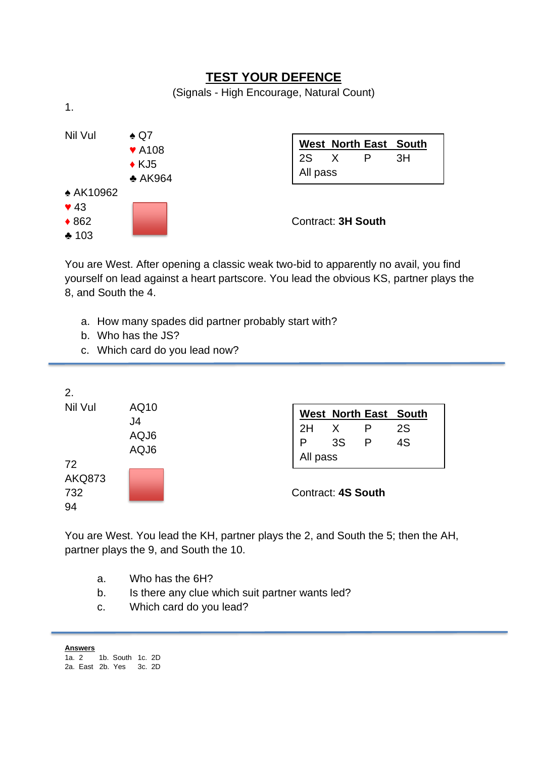# TEST YOUR DEFENCE

(Signals - High Encourage, Natural Count)

1.

Nil Vul

| | North | |
|---|---|---|
| | ♠ Q7 | |
| | ♥ A108 | |
| | ♦ KJ5 | |
| | ♣ AK964 | |
| **West** | | |
| ♠ AK10962 | | |
| ♥ 43 | | |
| ♦ 862 | | |
| ♣ 103 | | |

| West | North | East | South |
|---|---|---|---|
| 2S | X | P | 3H |
| All pass | | | |

Contract: **3H South**

You are West. After opening a classic weak two-bid to apparently no avail, you find yourself on lead against a heart partscore. You lead the obvious KS, partner plays the 8, and South the 4.

a. How many spades did partner probably start with?
b. Who has the JS?
c. Which card do you lead now?

---

2.

Nil Vul

| | North | |
|---|---|---|
| | AQ10 | |
| | J4 | |
| | AQJ6 | |
| | AQJ6 | |
| **West** | | |
| 72 | | |
| AKQ873 | | |
| 732 | | |
| 94 | | |

| West | North | East | South |
|---|---|---|---|
| 2H | X | P | 2S |
| P | 3S | P | 4S |
| All pass | | | |

Contract: **4S South**

You are West. You lead the KH, partner plays the 2, and South the 5; then the AH, partner plays the 9, and South the 10.

a. Who has the 6H?
b. Is there any clue which suit partner wants led?
c. Which card do you lead?

---

**Answers**

1a. 2 1b. South 1c. 2D
2a. East 2b. Yes 3c. 2D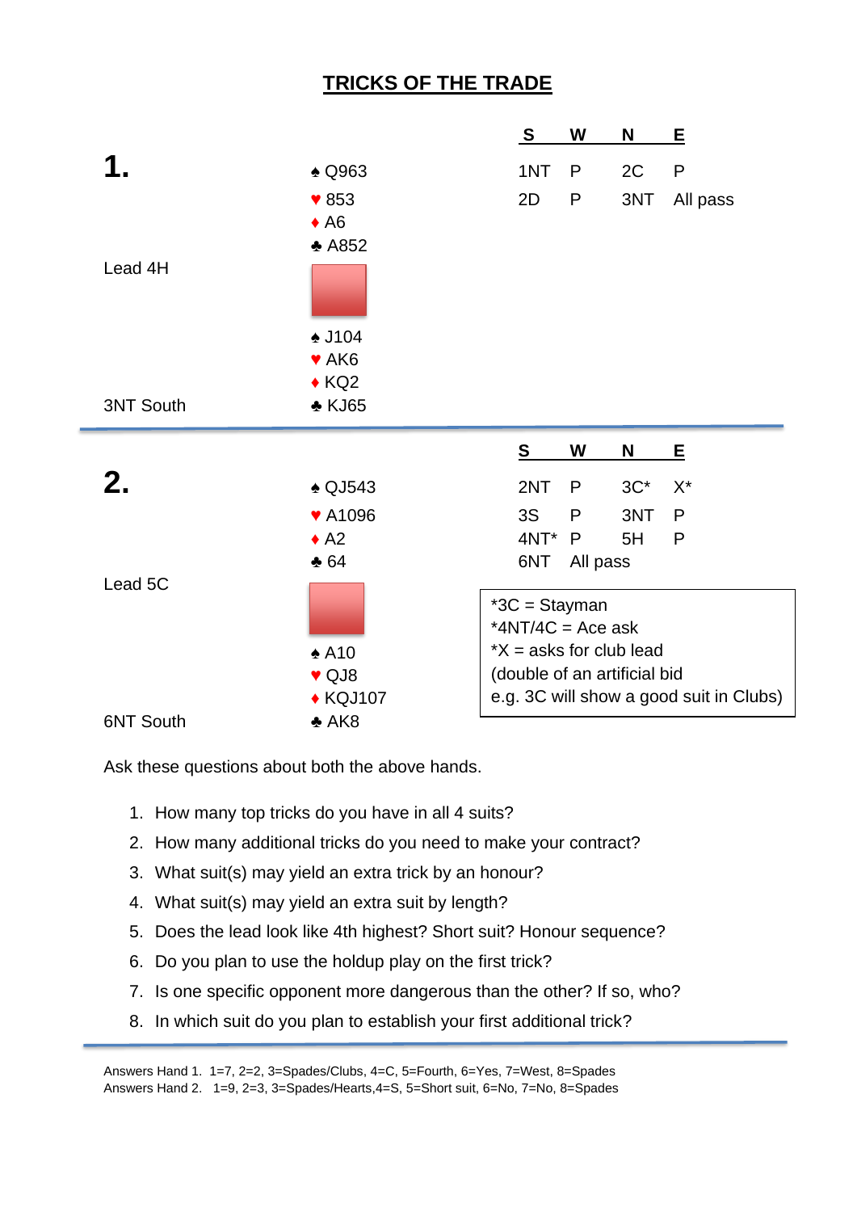# TRICKS OF THE TRADE

## 1.

♠ Q963
♥ 853
♦ A6
♣ A852

Lead 4H

♠ J104
♥ AK6
♦ KQ2
♣ KJ65

3NT South

| S | W | N | E |
|---|---|---|---|
| 1NT | P | 2C | P |
| 2D | P | 3NT | All pass |

## 2.

♠ QJ543
♥ A1096
♦ A2
♣ 64

Lead 5C

♠ A10
♥ QJ8
♦ KQJ107
♣ AK8

6NT South

| S | W | N | E |
|---|---|---|---|
| 2NT | P | 3C* | X* |
| 3S | P | 3NT | P |
| 4NT* | P | 5H | P |
| 6NT | All pass | | |

*3C = Stayman
*4NT/4C = Ace ask
*X = asks for club lead
(double of an artificial bid
e.g. 3C will show a good suit in Clubs)

Ask these questions about both the above hands.

1. How many top tricks do you have in all 4 suits?
2. How many additional tricks do you need to make your contract?
3. What suit(s) may yield an extra trick by an honour?
4. What suit(s) may yield an extra suit by length?
5. Does the lead look like 4th highest? Short suit? Honour sequence?
6. Do you plan to use the holdup play on the first trick?
7. Is one specific opponent more dangerous than the other? If so, who?
8. In which suit do you plan to establish your first additional trick?

Answers Hand 1. 1=7, 2=2, 3=Spades/Clubs, 4=C, 5=Fourth, 6=Yes, 7=West, 8=Spades
Answers Hand 2. 1=9, 2=3, 3=Spades/Hearts,4=S, 5=Short suit, 6=No, 7=No, 8=Spades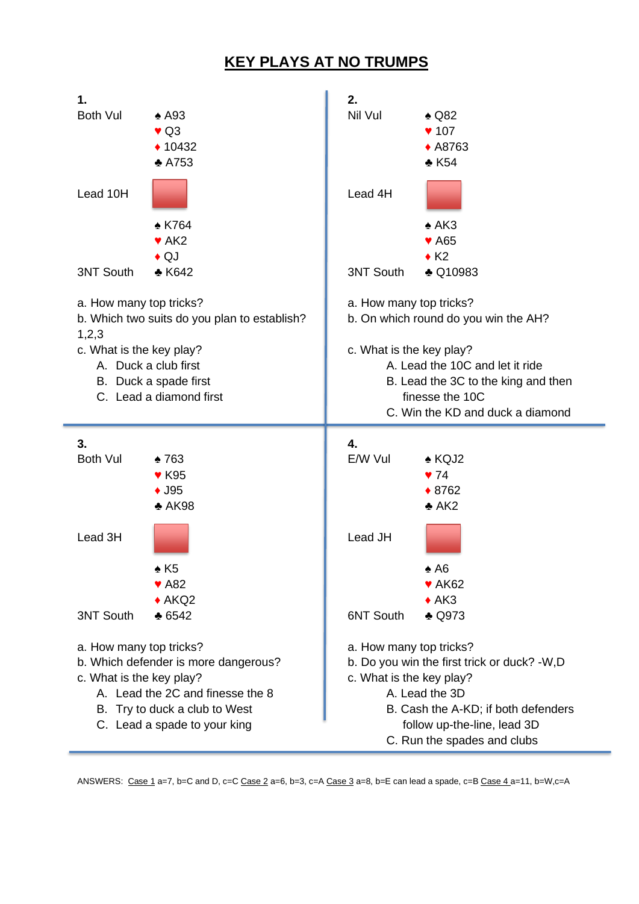# KEY PLAYS AT NO TRUMPS

## 1.

Both Vul

North:
♠ A93
♥ Q3
♦ 10432
♣ A753

Lead 10H

South:
♠ K764
♥ AK2
♦ QJ
♣ K642

3NT South

a. How many top tricks?
b. Which two suits do you plan to establish? 1,2,3
c. What is the key play?
   A. Duck a club first
   B. Duck a spade first
   C. Lead a diamond first

## 2.

Nil Vul

North:
♠ Q82
♥ 107
♦ A8763
♣ K54

Lead 4H

South:
♠ AK3
♥ A65
♦ K2
♣ Q10983

3NT South

a. How many top tricks?
b. On which round do you win the AH?

c. What is the key play?
   A. Lead the 10C and let it ride
   B. Lead the 3C to the king and then finesse the 10C
   C. Win the KD and duck a diamond

## 3.

Both Vul

North:
♠ 763
♥ K95
♦ J95
♣ AK98

Lead 3H

South:
♠ K5
♥ A82
♦ AKQ2
♣ 6542

3NT South

a. How many top tricks?
b. Which defender is more dangerous?
c. What is the key play?
   A. Lead the 2C and finesse the 8
   B. Try to duck a club to West
   C. Lead a spade to your king

## 4.

E/W Vul

North:
♠ KQJ2
♥ 74
♦ 8762
♣ AK2

Lead JH

South:
♠ A6
♥ AK62
♦ AK3
♣ Q973

6NT South

a. How many top tricks?
b. Do you win the first trick or duck? -W,D
c. What is the key play?
   A. Lead the 3D
   B. Cash the A-KD; if both defenders follow up-the-line, lead 3D
   C. Run the spades and clubs

ANSWERS: Case 1 a=7, b=C and D, c=C Case 2 a=6, b=3, c=A Case 3 a=8, b=E can lead a spade, c=B Case 4 a=11, b=W,c=A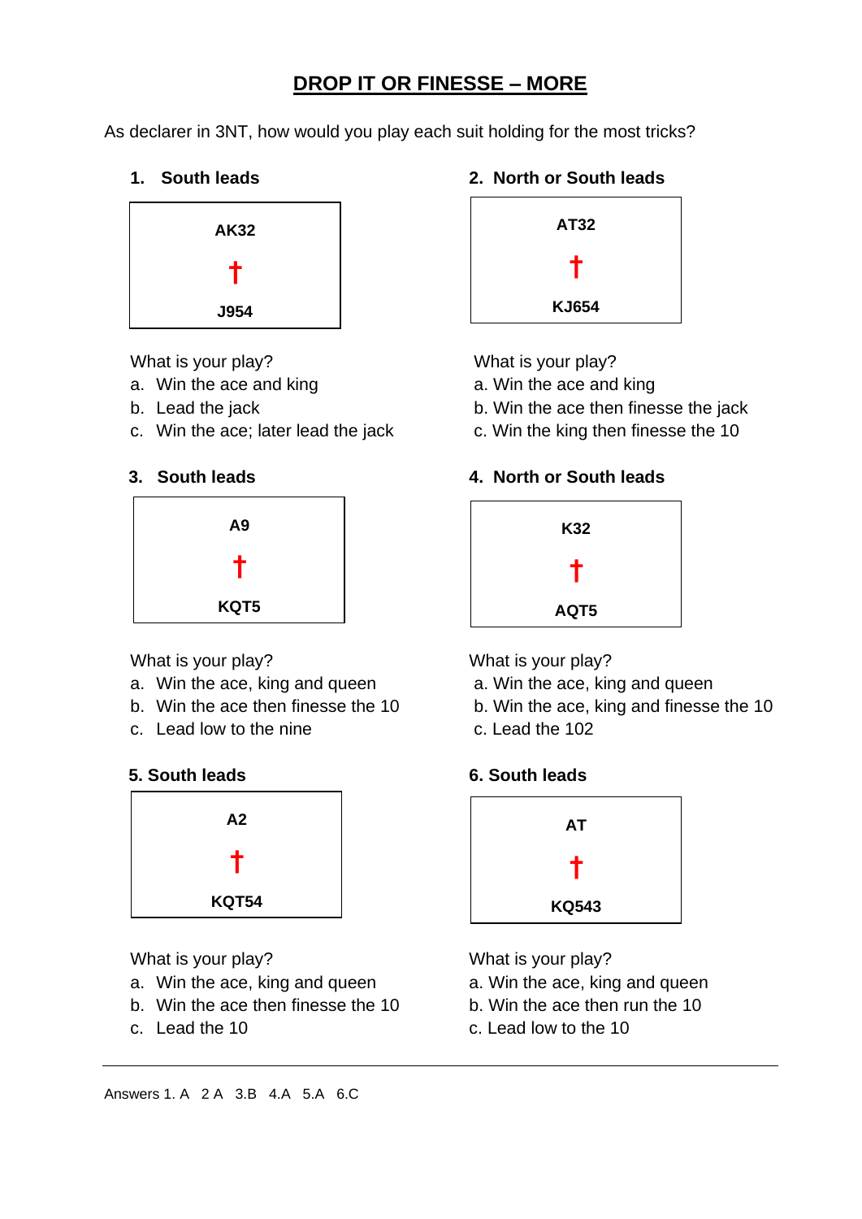# DROP IT OR FINESSE – MORE

As declarer in 3NT, how would you play each suit holding for the most tricks?

### 1. South leads

AK32

†

J954

What is your play?

a. Win the ace and king
b. Lead the jack
c. Win the ace; later lead the jack

### 2. North or South leads

AT32

†

KJ654

What is your play?

a. Win the ace and king
b. Win the ace then finesse the jack
c. Win the king then finesse the 10

### 3. South leads

A9

†

KQT5

What is your play?

a. Win the ace, king and queen
b. Win the ace then finesse the 10
c. Lead low to the nine

### 4. North or South leads

K32

†

AQT5

What is your play?

a. Win the ace, king and queen
b. Win the ace, king and finesse the 10
c. Lead the 102

### 5. South leads

A2

†

KQT54

What is your play?

a. Win the ace, king and queen
b. Win the ace then finesse the 10
c. Lead the 10

### 6. South leads

AT

†

KQ543

What is your play?

a. Win the ace, king and queen
b. Win the ace then run the 10
c. Lead low to the 10

---

Answers 1. A 2 A 3.B 4.A 5.A 6.C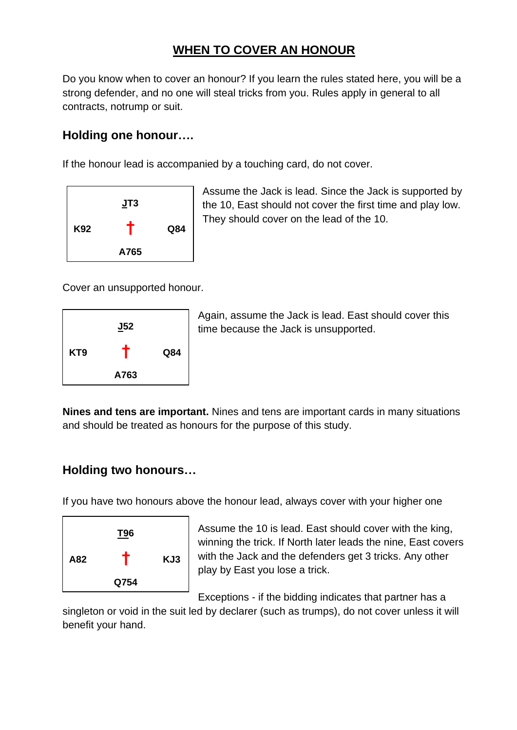# WHEN TO COVER AN HONOUR

Do you know when to cover an honour? If you learn the rules stated here, you will be a strong defender, and no one will steal tricks from you. Rules apply in general to all contracts, notrump or suit.

## Holding one honour….

If the honour lead is accompanied by a touching card, do not cover.

| | | |
|---|---|---|
| | JT3 | |
| K92 | † | Q84 |
| | A765 | |

Assume the Jack is lead. Since the Jack is supported by the 10, East should not cover the first time and play low. They should cover on the lead of the 10.

Cover an unsupported honour.

| | | |
|---|---|---|
| | J52 | |
| KT9 | † | Q84 |
| | A763 | |

Again, assume the Jack is lead. East should cover this time because the Jack is unsupported.

**Nines and tens are important.** Nines and tens are important cards in many situations and should be treated as honours for the purpose of this study.

## Holding two honours…

If you have two honours above the honour lead, always cover with your higher one

| | | |
|---|---|---|
| | T96 | |
| A82 | † | KJ3 |
| | Q754 | |

Assume the 10 is lead. East should cover with the king, winning the trick. If North later leads the nine, East covers with the Jack and the defenders get 3 tricks. Any other play by East you lose a trick.

Exceptions - if the bidding indicates that partner has a singleton or void in the suit led by declarer (such as trumps), do not cover unless it will benefit your hand.